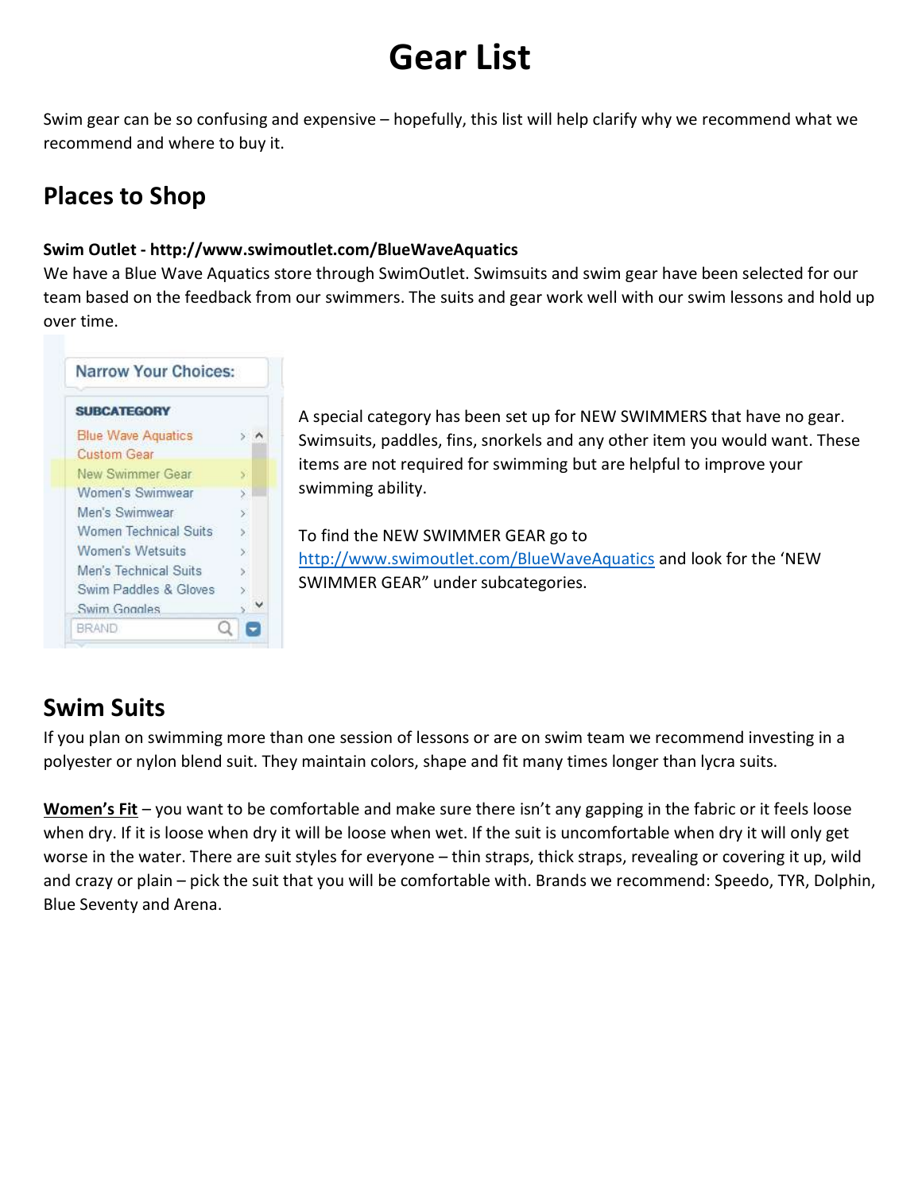# Gear List

Swim gear can be so confusing and expensive – hopefully, this list will help clarify why we recommend what we recommend and where to buy it.

## Places to Shop

**Swim Outlet - http://www.swimoutlet.com/BlueWaveAquatics**

We have a Blue Wave Aquatics store through SwimOutlet. Swimsuits and swim gear have been selected for our team based on the feedback from our swimmers. The suits and gear work well with our swim lessons and hold up over time.

A special category has been set up for NEW SWIMMERS that have no gear. Swimsuits, paddles, fins, snorkels and any other item you would want. These items are not required for swimming but are helpful to improve your swimming ability.

To find the NEW SWIMMER GEAR go to http://www.swimoutlet.com/BlueWaveAquatics and look for the 'NEW SWIMMER GEAR" under subcategories.

## Swim Suits

If you plan on swimming more than one session of lessons or are on swim team we recommend investing in a polyester or nylon blend suit. They maintain colors, shape and fit many times longer than lycra suits.

**Women's Fit** – you want to be comfortable and make sure there isn't any gapping in the fabric or it feels loose when dry. If it is loose when dry it will be loose when wet. If the suit is uncomfortable when dry it will only get worse in the water. There are suit styles for everyone – thin straps, thick straps, revealing or covering it up, wild and crazy or plain – pick the suit that you will be comfortable with. Brands we recommend: Speedo, TYR, Dolphin, Blue Seventy and Arena.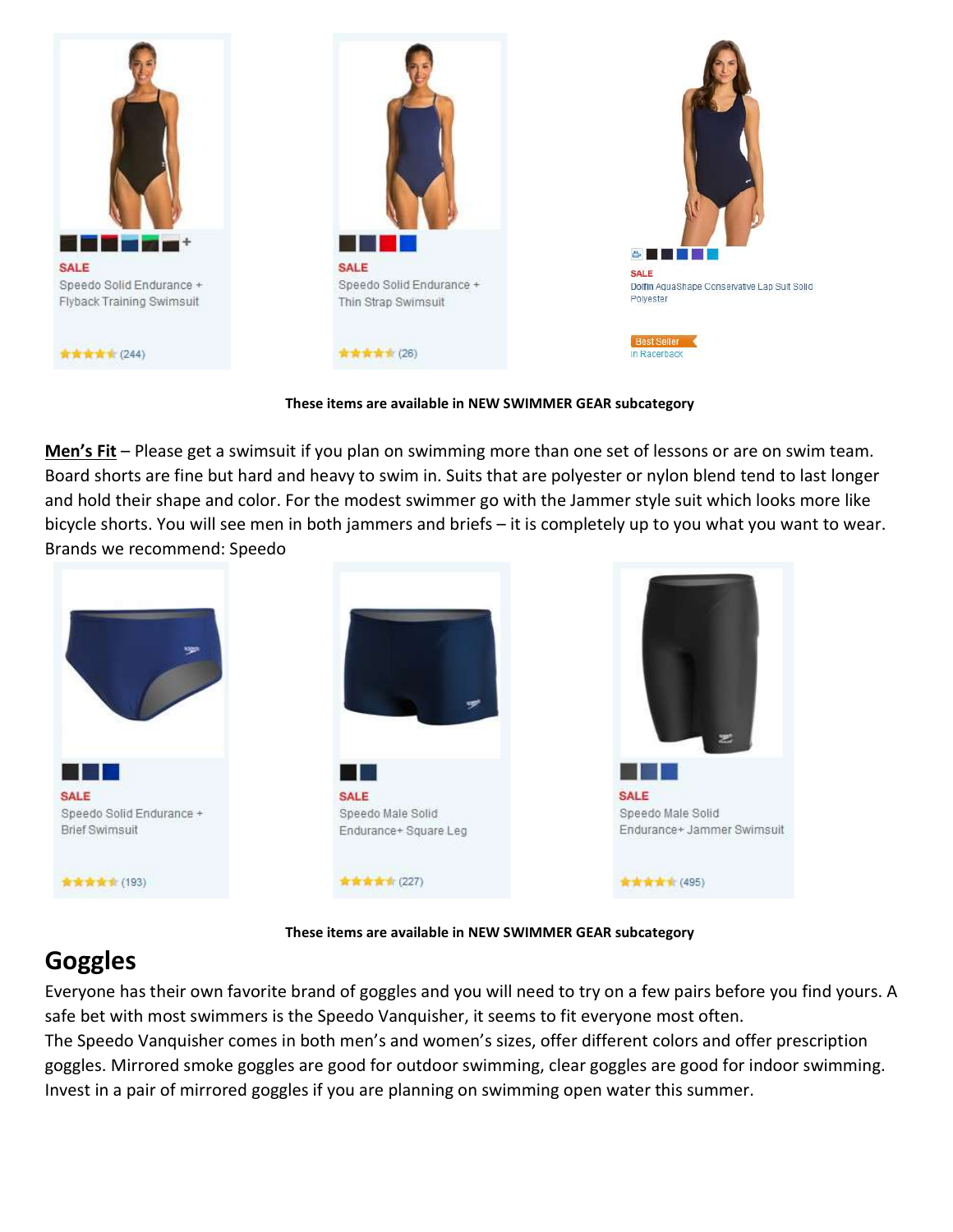SALE

Speedo Solid Endurance + Flyback Training Swimsuit

(244)

SALE

Speedo Solid Endurance + Thin Strap Swimsuit

(26)

SALE

Dolfin AquaShape Conservative Lap Suit Solid Polyester

Best Seller in Racerback

**These items are available in NEW SWIMMER GEAR subcategory**

**Men's Fit** – Please get a swimsuit if you plan on swimming more than one set of lessons or are on swim team. Board shorts are fine but hard and heavy to swim in. Suits that are polyester or nylon blend tend to last longer and hold their shape and color. For the modest swimmer go with the Jammer style suit which looks more like bicycle shorts. You will see men in both jammers and briefs – it is completely up to you what you want to wear. Brands we recommend: Speedo

SALE

Speedo Solid Endurance + Brief Swimsuit

(193)

SALE

Speedo Male Solid Endurance+ Square Leg

(227)

SALE

Speedo Male Solid Endurance+ Jammer Swimsuit

(495)

**These items are available in NEW SWIMMER GEAR subcategory**

## Goggles

Everyone has their own favorite brand of goggles and you will need to try on a few pairs before you find yours. A safe bet with most swimmers is the Speedo Vanquisher, it seems to fit everyone most often.

The Speedo Vanquisher comes in both men's and women's sizes, offer different colors and offer prescription goggles. Mirrored smoke goggles are good for outdoor swimming, clear goggles are good for indoor swimming. Invest in a pair of mirrored goggles if you are planning on swimming open water this summer.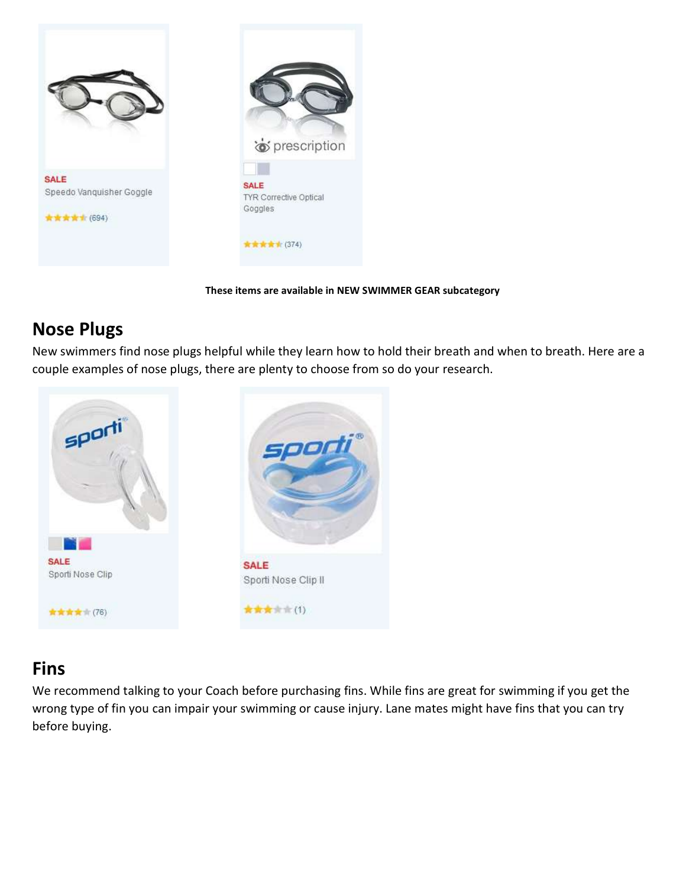SALE
Speedo Vanquisher Goggle

★★★★★ (694)

prescription

SALE
TYR Corrective Optical Goggles

★★★★★ (374)

**These items are available in NEW SWIMMER GEAR subcategory**

## Nose Plugs

New swimmers find nose plugs helpful while they learn how to hold their breath and when to breath. Here are a couple examples of nose plugs, there are plenty to choose from so do your research.

SALE
Sporti Nose Clip

★★★★★ (76)

SALE
Sporti Nose Clip II

★★★★★ (1)

## Fins

We recommend talking to your Coach before purchasing fins. While fins are great for swimming if you get the wrong type of fin you can impair your swimming or cause injury. Lane mates might have fins that you can try before buying.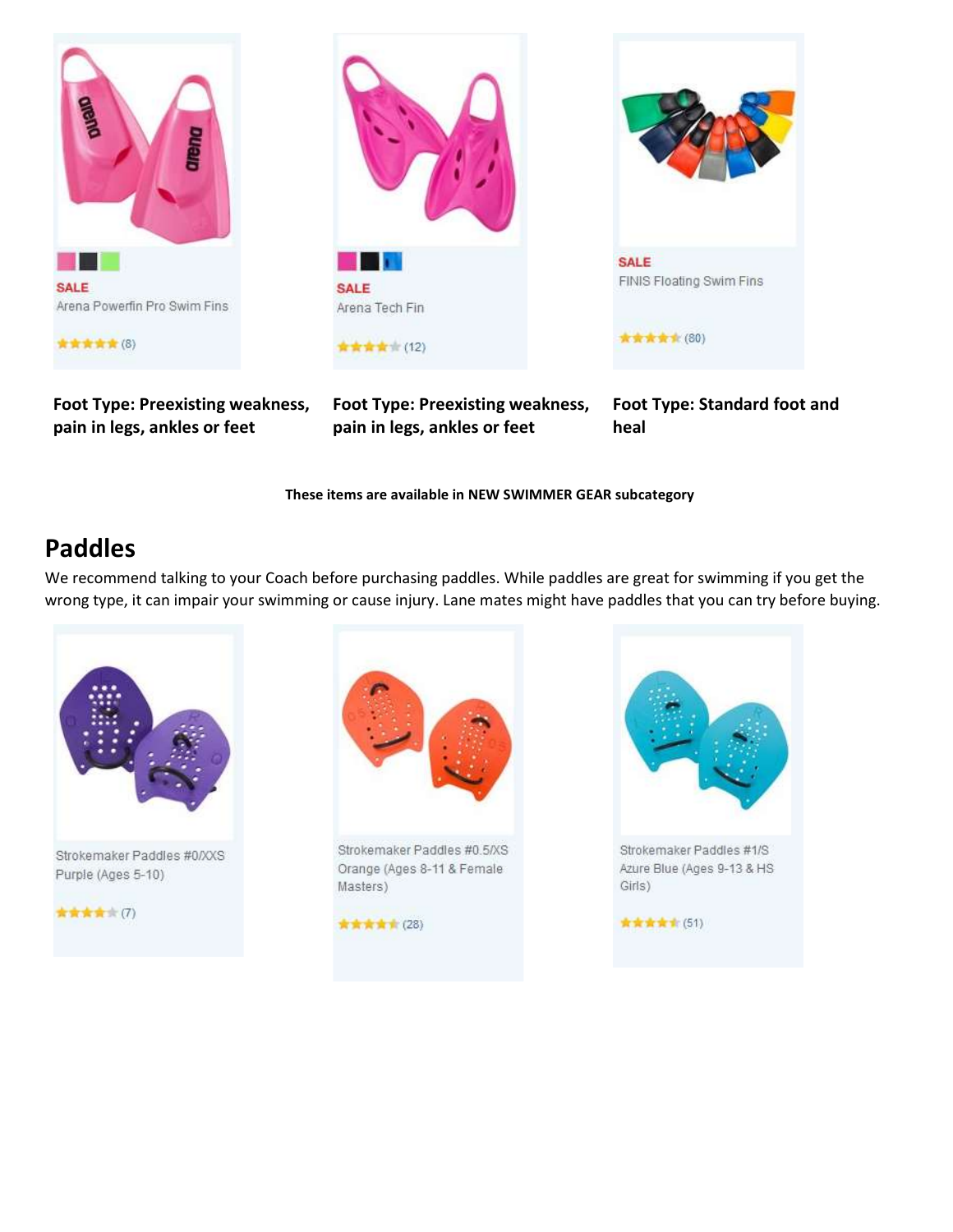SALE
Arena Powerfin Pro Swim Fins

★★★★★ (8)

SALE
Arena Tech Fin

★★★★☆ (12)

SALE
FINIS Floating Swim Fins

★★★★★ (80)

**Foot Type: Preexisting weakness, pain in legs, ankles or feet**

**Foot Type: Preexisting weakness, pain in legs, ankles or feet**

**Foot Type: Standard foot and heal**

**These items are available in NEW SWIMMER GEAR subcategory**

## Paddles

We recommend talking to your Coach before purchasing paddles. While paddles are great for swimming if you get the wrong type, it can impair your swimming or cause injury. Lane mates might have paddles that you can try before buying.

Strokemaker Paddles #0/XXS Purple (Ages 5-10)

★★★★☆ (7)

Strokemaker Paddles #0.5/XS Orange (Ages 8-11 & Female Masters)

★★★★★ (28)

Strokemaker Paddles #1/S Azure Blue (Ages 9-13 & HS Girls)

★★★★★ (51)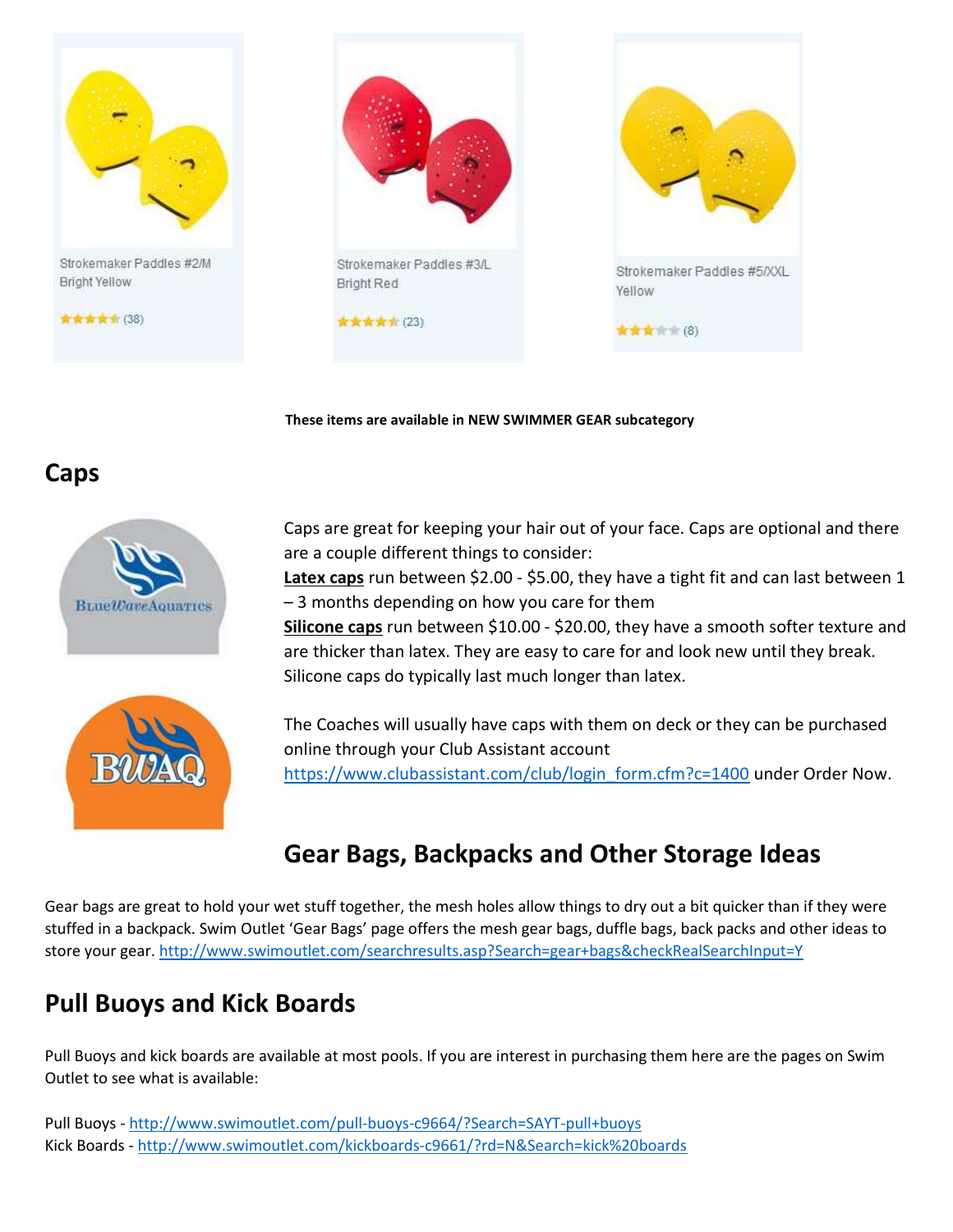Strokemaker Paddles #2/M Bright Yellow

★★★★★ (38)

Strokemaker Paddles #3/L Bright Red

★★★★★ (23)

Strokemaker Paddles #5/XXL Yellow

★★★☆☆ (8)

**These items are available in NEW SWIMMER GEAR subcategory**

## Caps

Caps are great for keeping your hair out of your face. Caps are optional and there are a couple different things to consider:

**Latex caps** run between $2.00 - $5.00, they have a tight fit and can last between 1 – 3 months depending on how you care for them

**Silicone caps** run between $10.00 - $20.00, they have a smooth softer texture and are thicker than latex. They are easy to care for and look new until they break. Silicone caps do typically last much longer than latex.

The Coaches will usually have caps with them on deck or they can be purchased online through your Club Assistant account https://www.clubassistant.com/club/login_form.cfm?c=1400 under Order Now.

## Gear Bags, Backpacks and Other Storage Ideas

Gear bags are great to hold your wet stuff together, the mesh holes allow things to dry out a bit quicker than if they were stuffed in a backpack. Swim Outlet 'Gear Bags' page offers the mesh gear bags, duffle bags, back packs and other ideas to store your gear. http://www.swimoutlet.com/searchresults.asp?Search=gear+bags&checkRealSearchInput=Y

## Pull Buoys and Kick Boards

Pull Buoys and kick boards are available at most pools. If you are interest in purchasing them here are the pages on Swim Outlet to see what is available:

Pull Buoys - http://www.swimoutlet.com/pull-buoys-c9664/?Search=SAYT-pull+buoys
Kick Boards - http://www.swimoutlet.com/kickboards-c9661/?rd=N&Search=kick%20boards